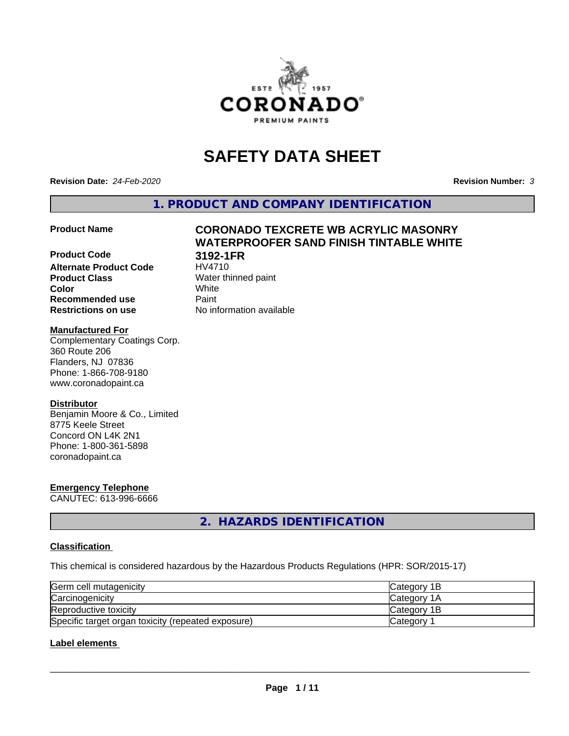# SAFETY DATA SHEET

**Revision Date:** *24-Feb-2020* **Revision Number:** *3*

## 1. PRODUCT AND COMPANY IDENTIFICATION

**Product Name** **CORONADO TEXCRETE WB ACRYLIC MASONRY WATERPROOFER SAND FINISH TINTABLE WHITE**

**Product Code** **3192-1FR**
**Alternate Product Code** HV4710
**Product Class** Water thinned paint
**Color** White
**Recommended use** Paint
**Restrictions on use** No information available

**Manufactured For**
Complementary Coatings Corp.
360 Route 206
Flanders, NJ 07836
Phone: 1-866-708-9180
www.coronadopaint.ca

**Distributor**
Benjamin Moore & Co., Limited
8775 Keele Street
Concord ON L4K 2N1
Phone: 1-800-361-5898
coronadopaint.ca

**Emergency Telephone**
CANUTEC: 613-996-6666

## 2. HAZARDS IDENTIFICATION

**Classification**

This chemical is considered hazardous by the Hazardous Products Regulations (HPR: SOR/2015-17)

| | |
|---|---|
| Germ cell mutagenicity | Category 1B |
| Carcinogenicity | Category 1A |
| Reproductive toxicity | Category 1B |
| Specific target organ toxicity (repeated exposure) | Category 1 |

**Label elements**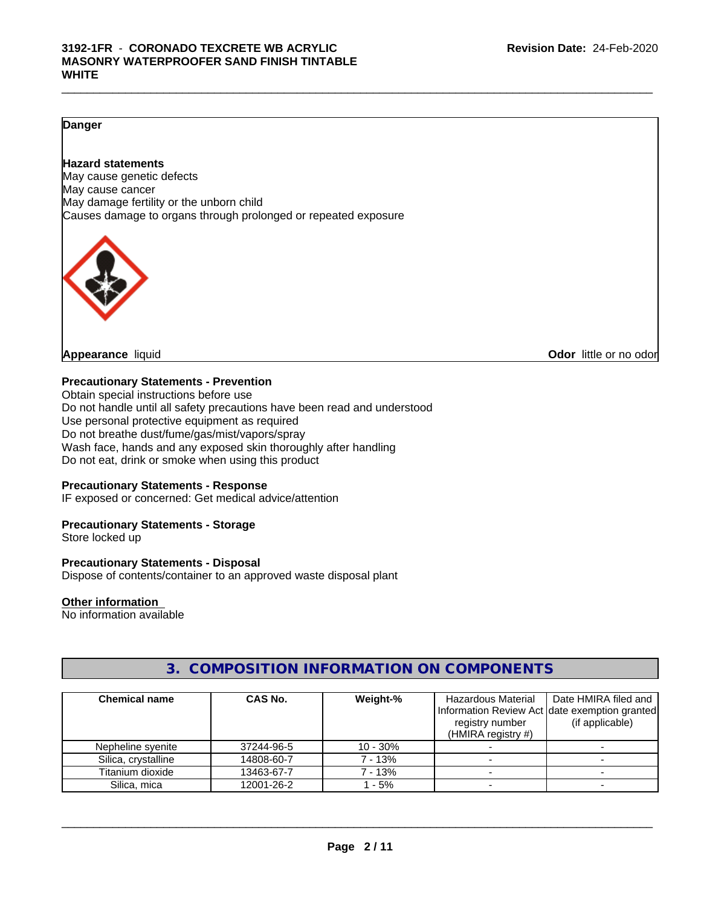**Danger**

**Hazard statements**
May cause genetic defects
May cause cancer
May damage fertility or the unborn child
Causes damage to organs through prolonged or repeated exposure

**Appearance** liquid **Odor** little or no odor

**Precautionary Statements - Prevention**
Obtain special instructions before use
Do not handle until all safety precautions have been read and understood
Use personal protective equipment as required
Do not breathe dust/fume/gas/mist/vapors/spray
Wash face, hands and any exposed skin thoroughly after handling
Do not eat, drink or smoke when using this product

**Precautionary Statements - Response**
IF exposed or concerned: Get medical advice/attention

**Precautionary Statements - Storage**
Store locked up

**Precautionary Statements - Disposal**
Dispose of contents/container to an approved waste disposal plant

**Other information**
No information available

## 3. COMPOSITION INFORMATION ON COMPONENTS

| Chemical name | CAS No. | Weight-% | Hazardous Material Information Review Act registry number (HMIRA registry #) | Date HMIRA filed and date exemption granted (if applicable) |
|---|---|---|---|---|
| Nepheline syenite | 37244-96-5 | 10 - 30% | - | - |
| Silica, crystalline | 14808-60-7 | 7 - 13% | - | - |
| Titanium dioxide | 13463-67-7 | 7 - 13% | - | - |
| Silica, mica | 12001-26-2 | 1 - 5% | - | - |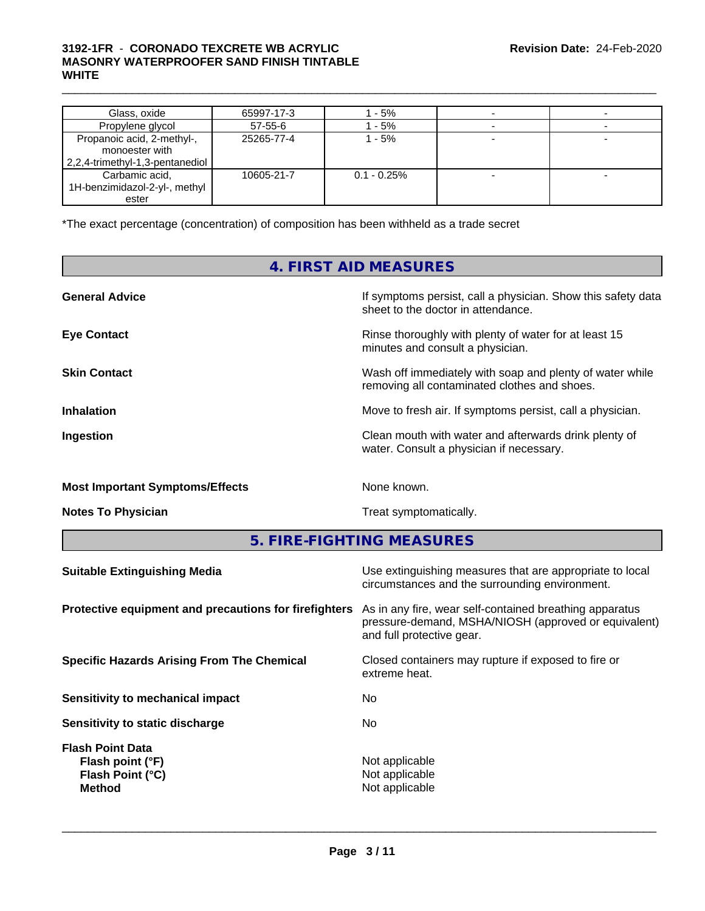| Glass, oxide | 65997-17-3 | 1 - 5% | - | - |
|---|---|---|---|---|
| Propylene glycol | 57-55-6 | 1 - 5% | - | - |
| Propanoic acid, 2-methyl-, monoester with 2,2,4-trimethyl-1,3-pentanediol | 25265-77-4 | 1 - 5% | - | - |
| Carbamic acid, 1H-benzimidazol-2-yl-, methyl ester | 10605-21-7 | 0.1 - 0.25% | - | - |

*The exact percentage (concentration) of composition has been withheld as a trade secret

## 4. FIRST AID MEASURES

**General Advice**
If symptoms persist, call a physician. Show this safety data sheet to the doctor in attendance.

**Eye Contact**
Rinse thoroughly with plenty of water for at least 15 minutes and consult a physician.

**Skin Contact**
Wash off immediately with soap and plenty of water while removing all contaminated clothes and shoes.

**Inhalation**
Move to fresh air. If symptoms persist, call a physician.

**Ingestion**
Clean mouth with water and afterwards drink plenty of water. Consult a physician if necessary.

**Most Important Symptoms/Effects**
None known.

**Notes To Physician**
Treat symptomatically.

## 5. FIRE-FIGHTING MEASURES

**Suitable Extinguishing Media**
Use extinguishing measures that are appropriate to local circumstances and the surrounding environment.

**Protective equipment and precautions for firefighters**
As in any fire, wear self-contained breathing apparatus pressure-demand, MSHA/NIOSH (approved or equivalent) and full protective gear.

**Specific Hazards Arising From The Chemical**
Closed containers may rupture if exposed to fire or extreme heat.

**Sensitivity to mechanical impact**
No

**Sensitivity to static discharge**
No

**Flash Point Data**
**Flash point (°F)** Not applicable
**Flash Point (°C)** Not applicable
**Method** Not applicable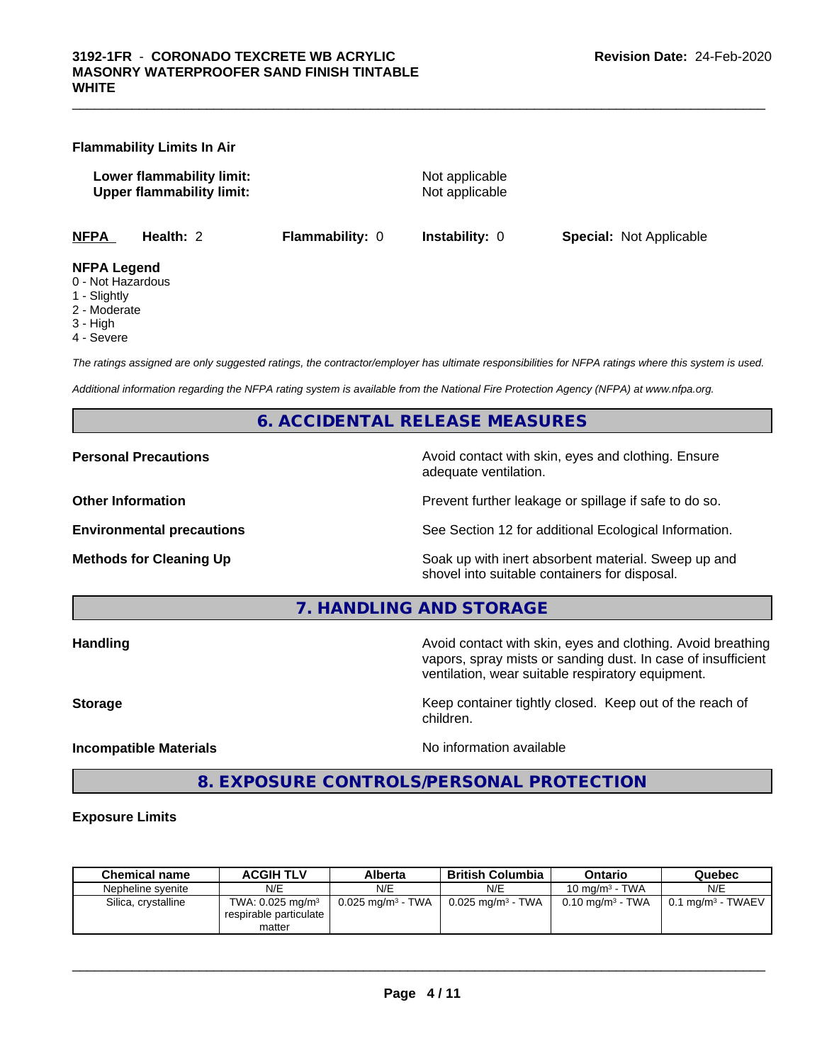**Flammability Limits In Air**

**Lower flammability limit:** Not applicable
**Upper flammability limit:** Not applicable

**NFPA** **Health:** 2 **Flammability:** 0 **Instability:** 0 **Special:** Not Applicable

**NFPA Legend**
0 - Not Hazardous
1 - Slightly
2 - Moderate
3 - High
4 - Severe

*The ratings assigned are only suggested ratings, the contractor/employer has ultimate responsibilities for NFPA ratings where this system is used.*

*Additional information regarding the NFPA rating system is available from the National Fire Protection Agency (NFPA) at www.nfpa.org.*

## 6. ACCIDENTAL RELEASE MEASURES

**Personal Precautions** Avoid contact with skin, eyes and clothing. Ensure adequate ventilation.

**Other Information** Prevent further leakage or spillage if safe to do so.

**Environmental precautions** See Section 12 for additional Ecological Information.

**Methods for Cleaning Up** Soak up with inert absorbent material. Sweep up and shovel into suitable containers for disposal.

## 7. HANDLING AND STORAGE

**Handling** Avoid contact with skin, eyes and clothing. Avoid breathing vapors, spray mists or sanding dust. In case of insufficient ventilation, wear suitable respiratory equipment.

**Storage** Keep container tightly closed. Keep out of the reach of children.

**Incompatible Materials** No information available

## 8. EXPOSURE CONTROLS/PERSONAL PROTECTION

**Exposure Limits**

| Chemical name | ACGIH TLV | Alberta | British Columbia | Ontario | Quebec |
|---|---|---|---|---|---|
| Nepheline syenite | N/E | N/E | N/E | 10 mg/m³ - TWA | N/E |
| Silica, crystalline | TWA: 0.025 mg/m³ respirable particulate matter | 0.025 mg/m³ - TWA | 0.025 mg/m³ - TWA | 0.10 mg/m³ - TWA | 0.1 mg/m³ - TWAEV |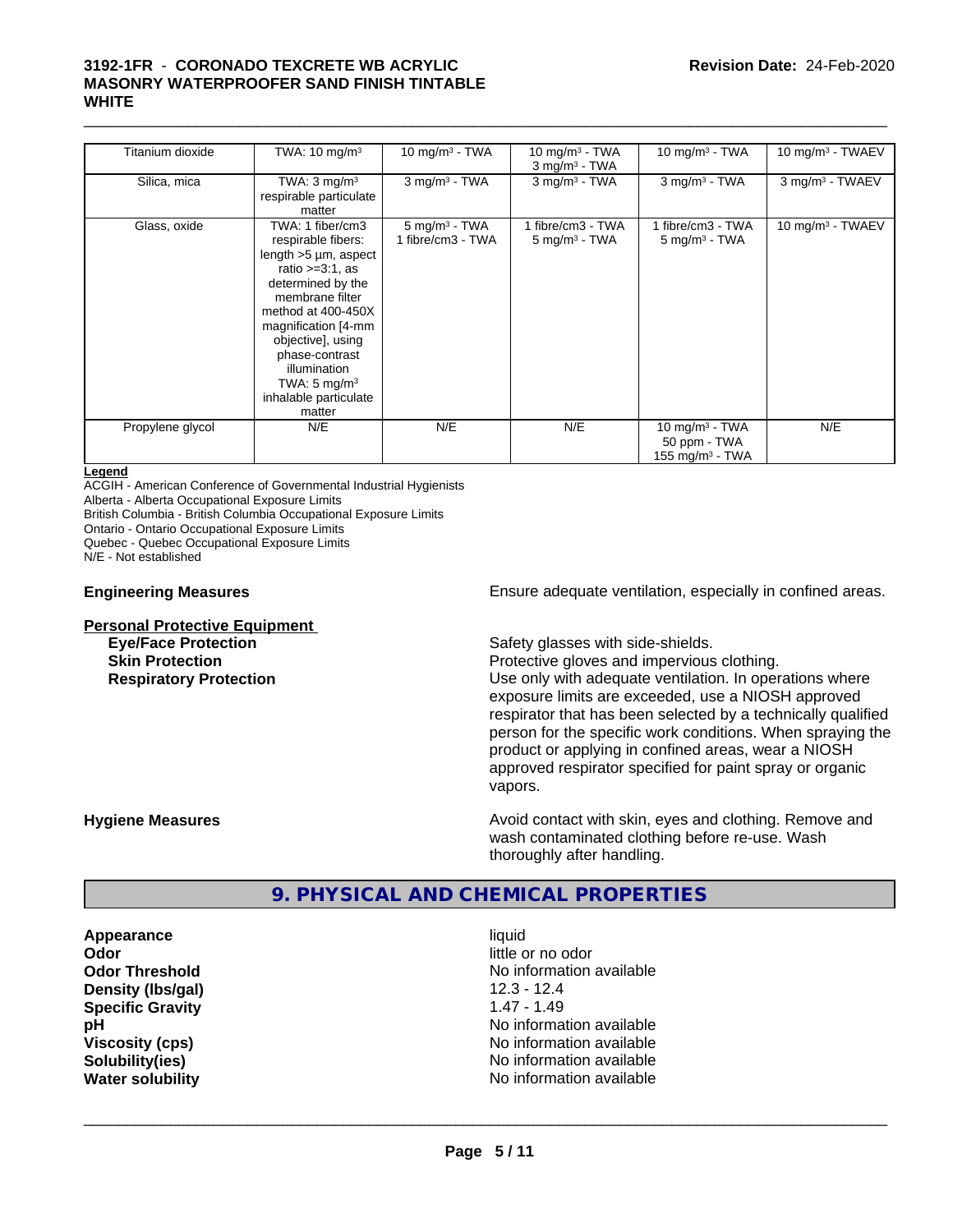| Titanium dioxide | TWA: 10 mg/m³ | 10 mg/m³ - TWA | 10 mg/m³ - TWA<br>3 mg/m³ - TWA | 10 mg/m³ - TWA | 10 mg/m³ - TWAEV |
|---|---|---|---|---|---|
| Silica, mica | TWA: 3 mg/m³ respirable particulate matter | 3 mg/m³ - TWA | 3 mg/m³ - TWA | 3 mg/m³ - TWA | 3 mg/m³ - TWAEV |
| Glass, oxide | TWA: 1 fiber/cm3 respirable fibers: length >5 µm, aspect ratio >=3:1, as determined by the membrane filter method at 400-450X magnification [4-mm objective], using phase-contrast illumination<br>TWA: 5 mg/m³ inhalable particulate matter | 5 mg/m³ - TWA<br>1 fibre/cm3 - TWA | 1 fibre/cm3 - TWA<br>5 mg/m³ - TWA | 1 fibre/cm3 - TWA<br>5 mg/m³ - TWA | 10 mg/m³ - TWAEV |
| Propylene glycol | N/E | N/E | N/E | 10 mg/m³ - TWA<br>50 ppm - TWA<br>155 mg/m³ - TWA | N/E |

**Legend**
ACGIH - American Conference of Governmental Industrial Hygienists
Alberta - Alberta Occupational Exposure Limits
British Columbia - British Columbia Occupational Exposure Limits
Ontario - Ontario Occupational Exposure Limits
Quebec - Quebec Occupational Exposure Limits
N/E - Not established

**Engineering Measures** Ensure adequate ventilation, especially in confined areas.

**Personal Protective Equipment**

**Eye/Face Protection** Safety glasses with side-shields.

**Skin Protection** Protective gloves and impervious clothing.

**Respiratory Protection** Use only with adequate ventilation. In operations where exposure limits are exceeded, use a NIOSH approved respirator that has been selected by a technically qualified person for the specific work conditions. When spraying the product or applying in confined areas, wear a NIOSH approved respirator specified for paint spray or organic vapors.

**Hygiene Measures** Avoid contact with skin, eyes and clothing. Remove and wash contaminated clothing before re-use. Wash thoroughly after handling.

## 9. PHYSICAL AND CHEMICAL PROPERTIES

| | |
|---|---|
| **Appearance** | liquid |
| **Odor** | little or no odor |
| **Odor Threshold** | No information available |
| **Density (lbs/gal)** | 12.3 - 12.4 |
| **Specific Gravity** | 1.47 - 1.49 |
| **pH** | No information available |
| **Viscosity (cps)** | No information available |
| **Solubility(ies)** | No information available |
| **Water solubility** | No information available |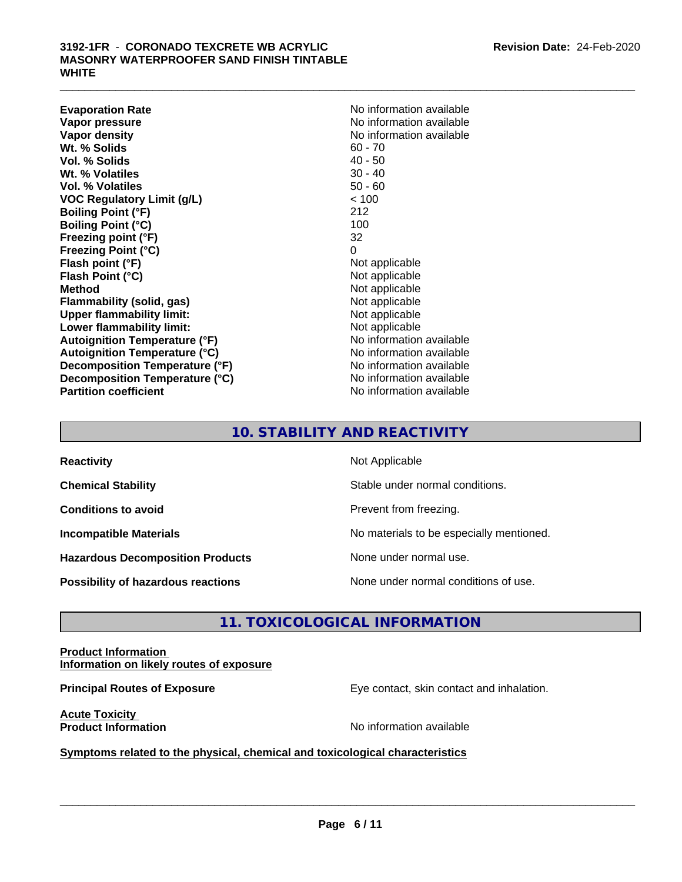| | |
|---|---|
| **Evaporation Rate** | No information available |
| **Vapor pressure** | No information available |
| **Vapor density** | No information available |
| **Wt. % Solids** | 60 - 70 |
| **Vol. % Solids** | 40 - 50 |
| **Wt. % Volatiles** | 30 - 40 |
| **Vol. % Volatiles** | 50 - 60 |
| **VOC Regulatory Limit (g/L)** | < 100 |
| **Boiling Point (°F)** | 212 |
| **Boiling Point (°C)** | 100 |
| **Freezing point (°F)** | 32 |
| **Freezing Point (°C)** | 0 |
| **Flash point (°F)** | Not applicable |
| **Flash Point (°C)** | Not applicable |
| **Method** | Not applicable |
| **Flammability (solid, gas)** | Not applicable |
| **Upper flammability limit:** | Not applicable |
| **Lower flammability limit:** | Not applicable |
| **Autoignition Temperature (°F)** | No information available |
| **Autoignition Temperature (°C)** | No information available |
| **Decomposition Temperature (°F)** | No information available |
| **Decomposition Temperature (°C)** | No information available |
| **Partition coefficient** | No information available |

## 10. STABILITY AND REACTIVITY

| | |
|---|---|
| **Reactivity** | Not Applicable |
| **Chemical Stability** | Stable under normal conditions. |
| **Conditions to avoid** | Prevent from freezing. |
| **Incompatible Materials** | No materials to be especially mentioned. |
| **Hazardous Decomposition Products** | None under normal use. |
| **Possibility of hazardous reactions** | None under normal conditions of use. |

## 11. TOXICOLOGICAL INFORMATION

**Product Information**
**Information on likely routes of exposure**

**Principal Routes of Exposure** — Eye contact, skin contact and inhalation.

**Acute Toxicity**
**Product Information** — No information available

**Symptoms related to the physical, chemical and toxicological characteristics**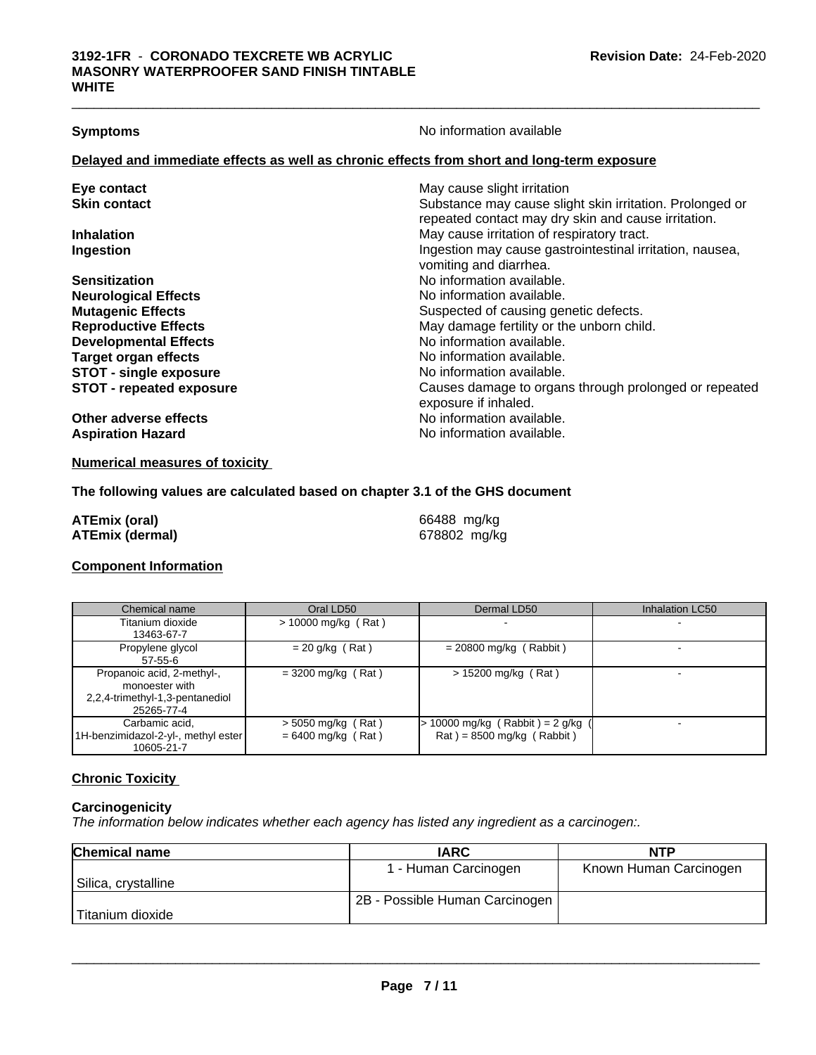| | |
|---|---|
| **Symptoms** | No information available |

**Delayed and immediate effects as well as chronic effects from short and long-term exposure**

| | |
|---|---|
| **Eye contact** | May cause slight irritation |
| **Skin contact** | Substance may cause slight skin irritation. Prolonged or repeated contact may dry skin and cause irritation. |
| **Inhalation** | May cause irritation of respiratory tract. |
| **Ingestion** | Ingestion may cause gastrointestinal irritation, nausea, vomiting and diarrhea. |
| **Sensitization** | No information available. |
| **Neurological Effects** | No information available. |
| **Mutagenic Effects** | Suspected of causing genetic defects. |
| **Reproductive Effects** | May damage fertility or the unborn child. |
| **Developmental Effects** | No information available. |
| **Target organ effects** | No information available. |
| **STOT - single exposure** | No information available. |
| **STOT - repeated exposure** | Causes damage to organs through prolonged or repeated exposure if inhaled. |
| **Other adverse effects** | No information available. |
| **Aspiration Hazard** | No information available. |

**Numerical measures of toxicity**

**The following values are calculated based on chapter 3.1 of the GHS document**

| | |
|---|---|
| **ATEmix (oral)** | 66488 mg/kg |
| **ATEmix (dermal)** | 678802 mg/kg |

**Component Information**

| Chemical name | Oral LD50 | Dermal LD50 | Inhalation LC50 |
|---|---|---|---|
| Titanium dioxide 13463-67-7 | > 10000 mg/kg ( Rat ) | - | - |
| Propylene glycol 57-55-6 | = 20 g/kg ( Rat ) | = 20800 mg/kg ( Rabbit ) | - |
| Propanoic acid, 2-methyl-, monoester with 2,2,4-trimethyl-1,3-pentanediol 25265-77-4 | = 3200 mg/kg ( Rat ) | > 15200 mg/kg ( Rat ) | - |
| Carbamic acid, 1H-benzimidazol-2-yl-, methyl ester 10605-21-7 | > 5050 mg/kg ( Rat ) = 6400 mg/kg ( Rat ) | > 10000 mg/kg ( Rabbit ) = 2 g/kg ( Rat ) = 8500 mg/kg ( Rabbit ) | - |

**Chronic Toxicity**

**Carcinogenicity**

*The information below indicates whether each agency has listed any ingredient as a carcinogen:.*

| Chemical name | IARC | NTP |
|---|---|---|
| Silica, crystalline | 1 - Human Carcinogen | Known Human Carcinogen |
| Titanium dioxide | 2B - Possible Human Carcinogen | |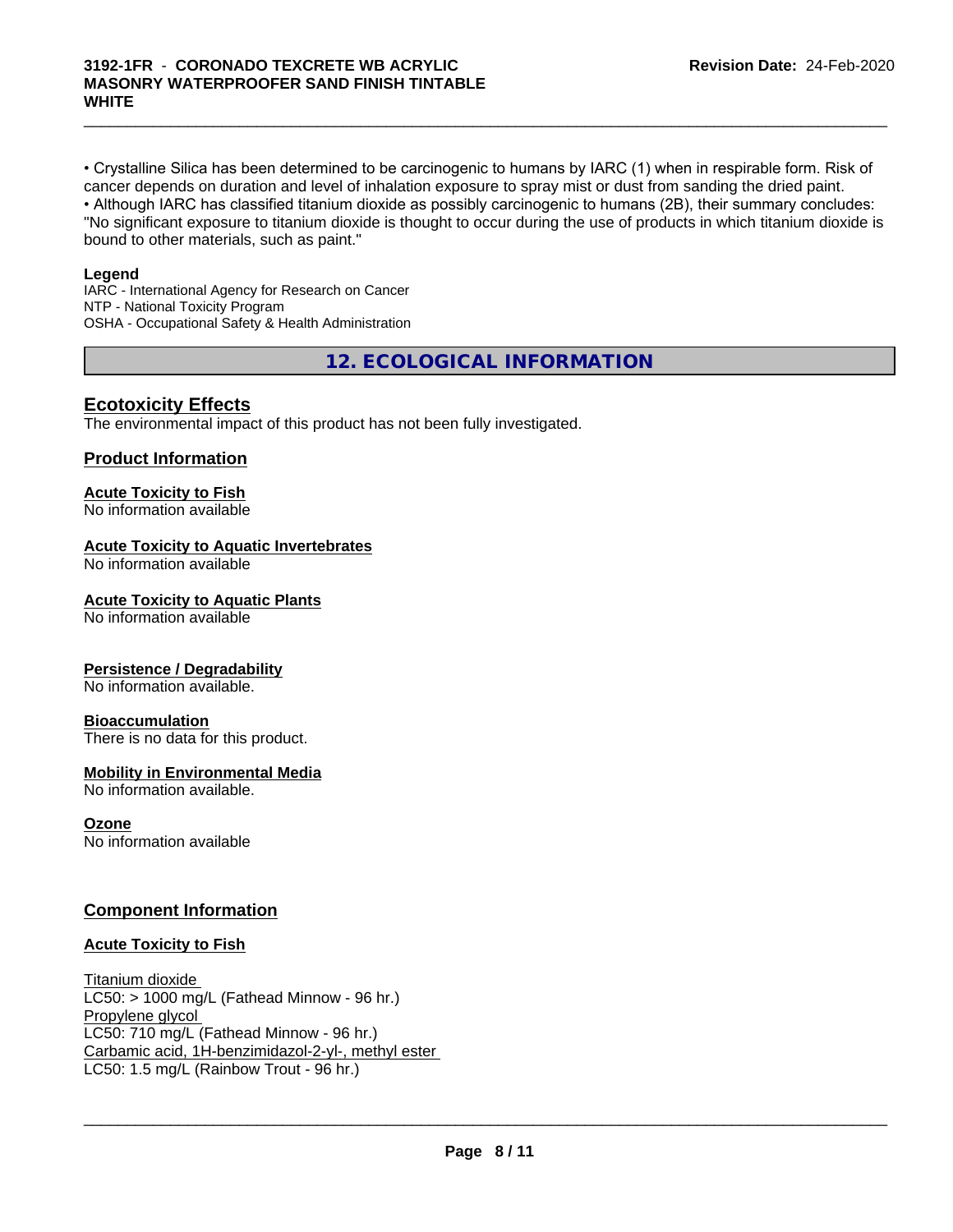• Crystalline Silica has been determined to be carcinogenic to humans by IARC (1) when in respirable form. Risk of cancer depends on duration and level of inhalation exposure to spray mist or dust from sanding the dried paint.
• Although IARC has classified titanium dioxide as possibly carcinogenic to humans (2B), their summary concludes: "No significant exposure to titanium dioxide is thought to occur during the use of products in which titanium dioxide is bound to other materials, such as paint."

**Legend**
IARC - International Agency for Research on Cancer
NTP - National Toxicity Program
OSHA - Occupational Safety & Health Administration

## 12. ECOLOGICAL INFORMATION

### Ecotoxicity Effects

The environmental impact of this product has not been fully investigated.

### Product Information

**Acute Toxicity to Fish**
No information available

**Acute Toxicity to Aquatic Invertebrates**
No information available

**Acute Toxicity to Aquatic Plants**
No information available

**Persistence / Degradability**
No information available.

**Bioaccumulation**
There is no data for this product.

**Mobility in Environmental Media**
No information available.

**Ozone**
No information available

### Component Information

**Acute Toxicity to Fish**

Titanium dioxide
LC50: > 1000 mg/L (Fathead Minnow - 96 hr.)
Propylene glycol
LC50: 710 mg/L (Fathead Minnow - 96 hr.)
Carbamic acid, 1H-benzimidazol-2-yl-, methyl ester
LC50: 1.5 mg/L (Rainbow Trout - 96 hr.)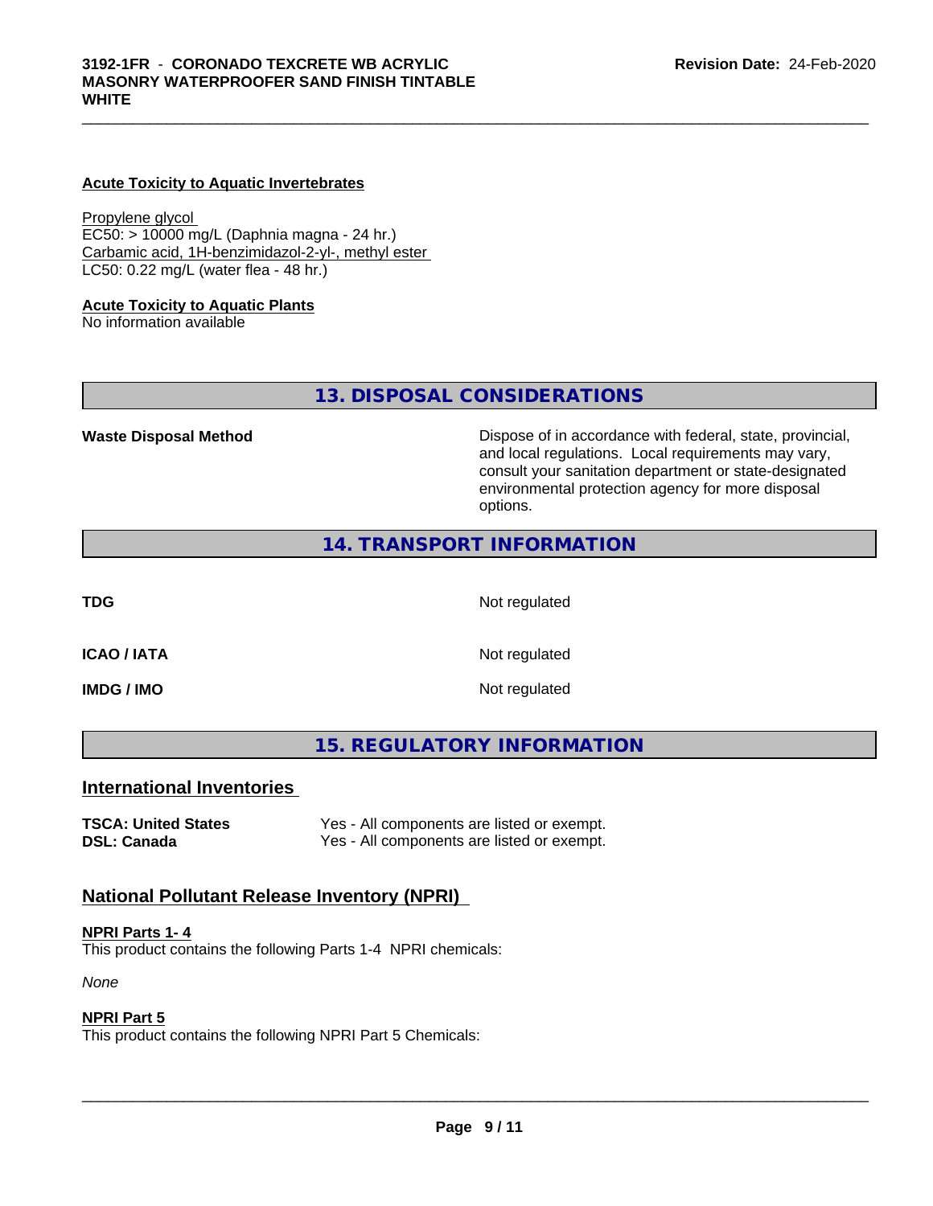**Acute Toxicity to Aquatic Invertebrates**

Propylene glycol
EC50: > 10000 mg/L (Daphnia magna - 24 hr.)
Carbamic acid, 1H-benzimidazol-2-yl-, methyl ester
LC50: 0.22 mg/L (water flea - 48 hr.)

**Acute Toxicity to Aquatic Plants**
No information available

## 13. DISPOSAL CONSIDERATIONS

**Waste Disposal Method** — Dispose of in accordance with federal, state, provincial, and local regulations. Local requirements may vary, consult your sanitation department or state-designated environmental protection agency for more disposal options.

## 14. TRANSPORT INFORMATION

**TDG** — Not regulated

**ICAO / IATA** — Not regulated

**IMDG / IMO** — Not regulated

## 15. REGULATORY INFORMATION

### International Inventories

| | |
|---|---|
| **TSCA: United States** | Yes - All components are listed or exempt. |
| **DSL: Canada** | Yes - All components are listed or exempt. |

### National Pollutant Release Inventory (NPRI)

**NPRI Parts 1- 4**
This product contains the following Parts 1-4 NPRI chemicals:

*None*

**NPRI Part 5**
This product contains the following NPRI Part 5 Chemicals: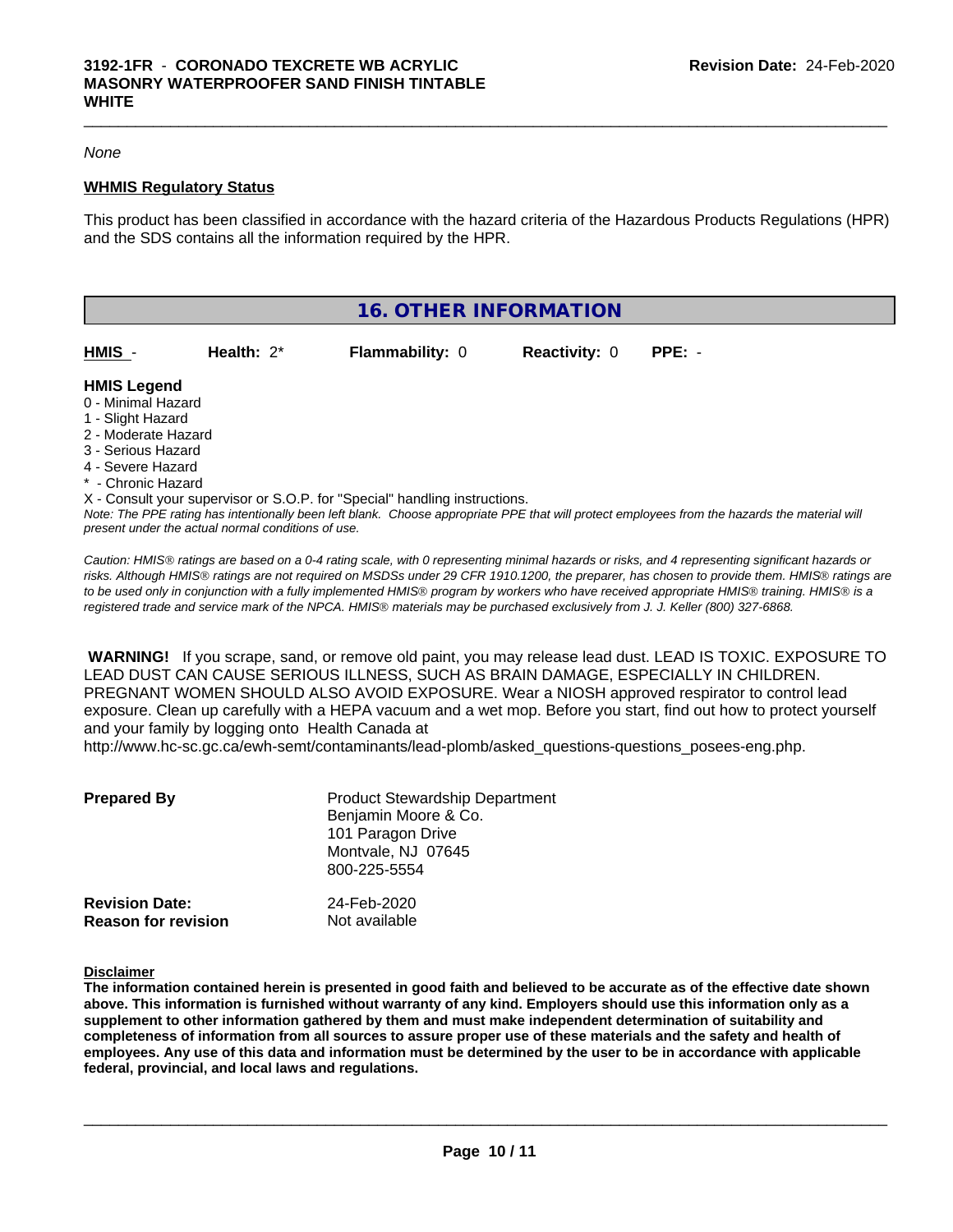*None*

**WHMIS Regulatory Status**

This product has been classified in accordance with the hazard criteria of the Hazardous Products Regulations (HPR) and the SDS contains all the information required by the HPR.

## 16. OTHER INFORMATION

| HMIS - | Health: 2* | Flammability: 0 | Reactivity: 0 | PPE: - |
|---|---|---|---|---|

**HMIS Legend**
0 - Minimal Hazard
1 - Slight Hazard
2 - Moderate Hazard
3 - Serious Hazard
4 - Severe Hazard
* - Chronic Hazard
X - Consult your supervisor or S.O.P. for "Special" handling instructions.

*Note: The PPE rating has intentionally been left blank. Choose appropriate PPE that will protect employees from the hazards the material will present under the actual normal conditions of use.*

*Caution: HMIS® ratings are based on a 0-4 rating scale, with 0 representing minimal hazards or risks, and 4 representing significant hazards or risks. Although HMIS® ratings are not required on MSDSs under 29 CFR 1910.1200, the preparer, has chosen to provide them. HMIS® ratings are to be used only in conjunction with a fully implemented HMIS® program by workers who have received appropriate HMIS® training. HMIS® is a registered trade and service mark of the NPCA. HMIS® materials may be purchased exclusively from J. J. Keller (800) 327-6868.*

**WARNING!** If you scrape, sand, or remove old paint, you may release lead dust. LEAD IS TOXIC. EXPOSURE TO LEAD DUST CAN CAUSE SERIOUS ILLNESS, SUCH AS BRAIN DAMAGE, ESPECIALLY IN CHILDREN. PREGNANT WOMEN SHOULD ALSO AVOID EXPOSURE. Wear a NIOSH approved respirator to control lead exposure. Clean up carefully with a HEPA vacuum and a wet mop. Before you start, find out how to protect yourself and your family by logging onto Health Canada at http://www.hc-sc.gc.ca/ewh-semt/contaminants/lead-plomb/asked_questions-questions_posees-eng.php.

**Prepared By**
Product Stewardship Department
Benjamin Moore & Co.
101 Paragon Drive
Montvale, NJ 07645
800-225-5554

**Revision Date:** 24-Feb-2020
**Reason for revision** Not available

**Disclaimer**

**The information contained herein is presented in good faith and believed to be accurate as of the effective date shown above. This information is furnished without warranty of any kind. Employers should use this information only as a supplement to other information gathered by them and must make independent determination of suitability and completeness of information from all sources to assure proper use of these materials and the safety and health of employees. Any use of this data and information must be determined by the user to be in accordance with applicable federal, provincial, and local laws and regulations.**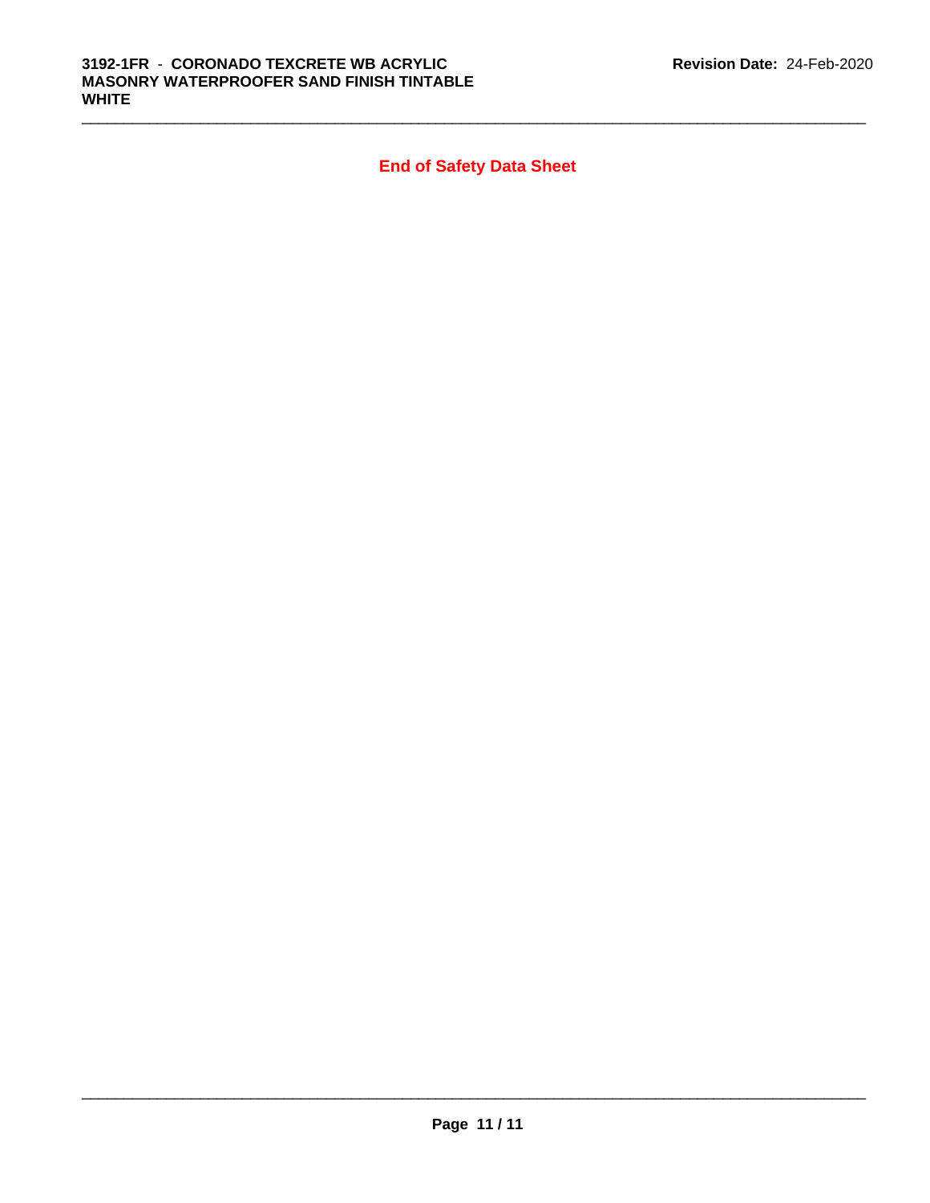**End of Safety Data Sheet**